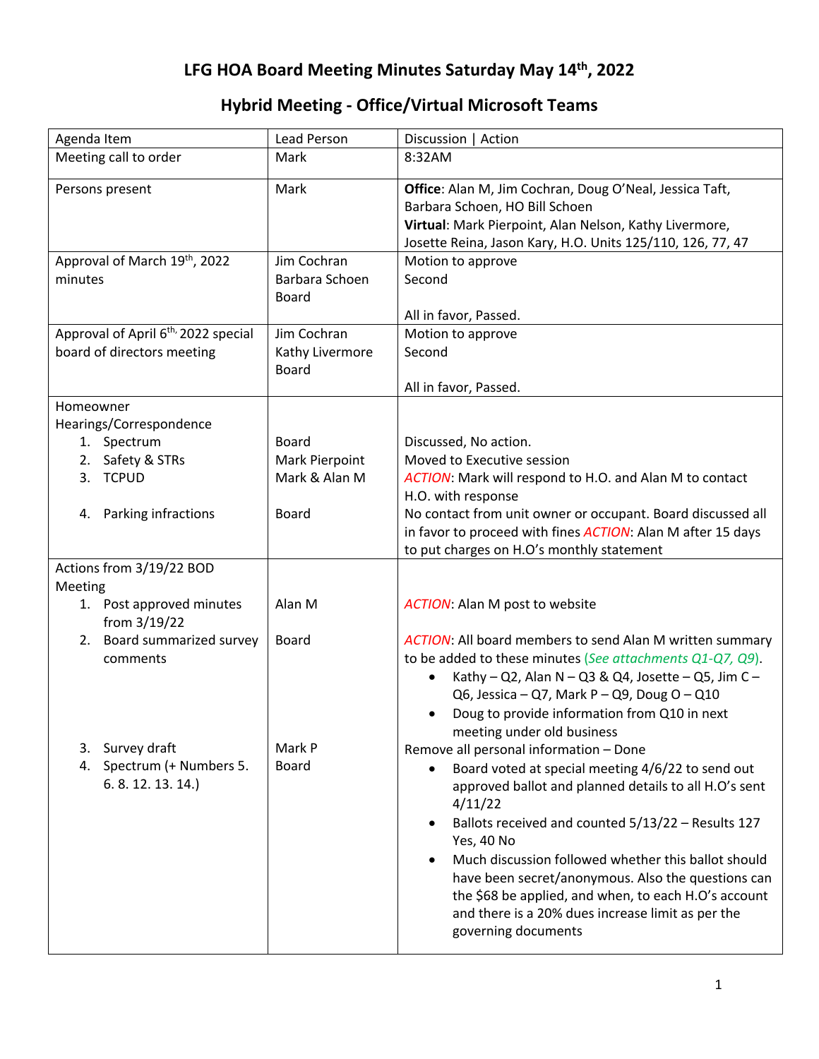# LFG HOA Board Meeting Minutes Saturday May 14th, 2022

## Hybrid Meeting - Office/Virtual Microsoft Teams

| Agenda Item | Lead Person | Discussion \| Action |
|---|---|---|
| Meeting call to order | Mark | 8:32AM |
| Persons present | Mark | **Office**: Alan M, Jim Cochran, Doug O'Neal, Jessica Taft, Barbara Schoen, HO Bill Schoen<br>**Virtual**: Mark Pierpoint, Alan Nelson, Kathy Livermore, Josette Reina, Jason Kary, H.O. Units 125/110, 126, 77, 47 |
| Approval of March 19th, 2022 minutes | Jim Cochran<br>Barbara Schoen<br>Board | Motion to approve<br>Second<br><br>All in favor, Passed. |
| Approval of April 6th, 2022 special board of directors meeting | Jim Cochran<br>Kathy Livermore<br>Board | Motion to approve<br>Second<br><br>All in favor, Passed. |
| Homeowner Hearings/Correspondence<br>1. Spectrum<br>2. Safety & STRs<br>3. TCPUD<br><br>4. Parking infractions | <br><br>Board<br>Mark Pierpoint<br>Mark & Alan M<br><br>Board | <br><br>Discussed, No action.<br>Moved to Executive session<br>*ACTION*: Mark will respond to H.O. and Alan M to contact H.O. with response<br>No contact from unit owner or occupant. Board discussed all in favor to proceed with fines *ACTION*: Alan M after 15 days to put charges on H.O's monthly statement |
| Actions from 3/19/22 BOD Meeting<br>1. Post approved minutes from 3/19/22<br>2. Board summarized survey comments<br><br><br><br><br><br>3. Survey draft<br>4. Spectrum (+ Numbers 5. 6. 8. 12. 13. 14.) | <br><br>Alan M<br><br>Board<br><br><br><br><br><br><br>Mark P<br>Board | <br><br>*ACTION*: Alan M post to website<br><br>*ACTION*: All board members to send Alan M written summary to be added to these minutes (*See attachments Q1-Q7, Q9*).<br>• Kathy – Q2, Alan N – Q3 & Q4, Josette – Q5, Jim C – Q6, Jessica – Q7, Mark P – Q9, Doug O – Q10<br>• Doug to provide information from Q10 in next meeting under old business<br>Remove all personal information – Done<br>• Board voted at special meeting 4/6/22 to send out approved ballot and planned details to all H.O's sent 4/11/22<br>• Ballots received and counted 5/13/22 – Results 127 Yes, 40 No<br>• Much discussion followed whether this ballot should have been secret/anonymous. Also the questions can the $68 be applied, and when, to each H.O's account and there is a 20% dues increase limit as per the governing documents |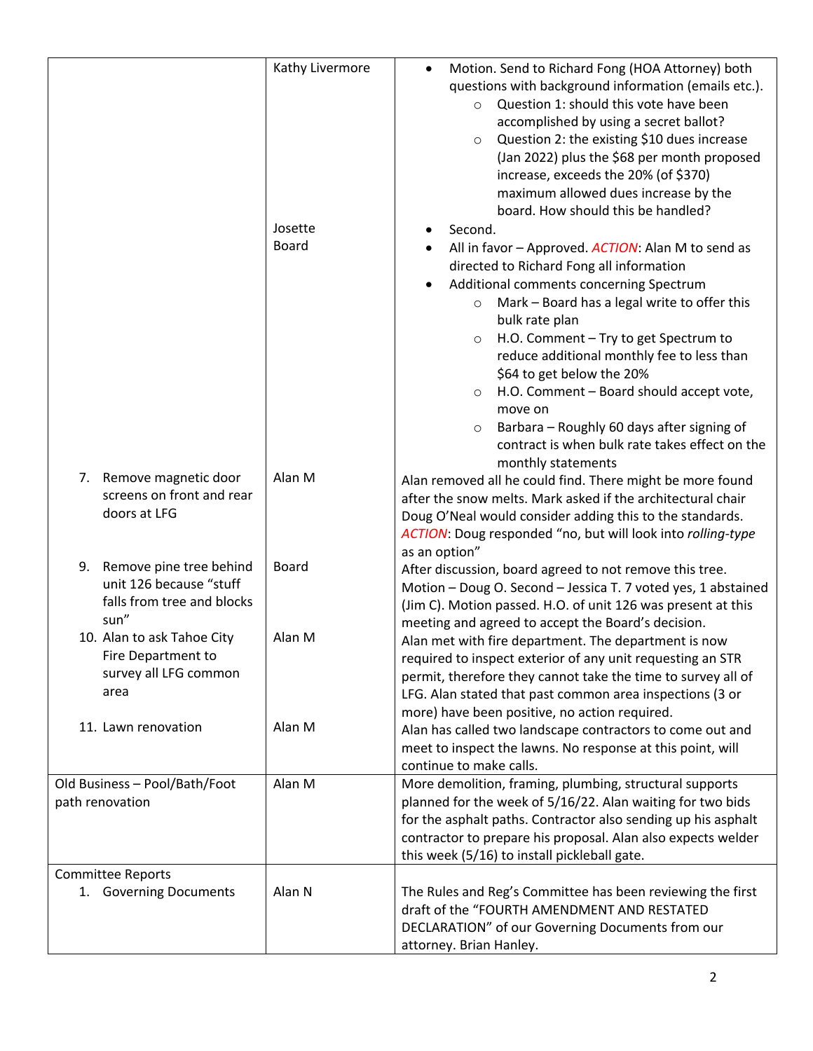| | | |
|---|---|---|
| | Kathy Livermore<br><br><br><br><br><br><br><br><br>Josette<br>Board | • Motion. Send to Richard Fong (HOA Attorney) both questions with background information (emails etc.).<br>  ○ Question 1: should this vote have been accomplished by using a secret ballot?<br>  ○ Question 2: the existing $10 dues increase (Jan 2022) plus the $68 per month proposed increase, exceeds the 20% (of $370) maximum allowed dues increase by the board. How should this be handled?<br>• Second.<br>• All in favor – Approved. *ACTION*: Alan M to send as directed to Richard Fong all information<br>• Additional comments concerning Spectrum<br>  ○ Mark – Board has a legal write to offer this bulk rate plan<br>  ○ H.O. Comment – Try to get Spectrum to reduce additional monthly fee to less than $64 to get below the 20%<br>  ○ H.O. Comment – Board should accept vote, move on<br>  ○ Barbara – Roughly 60 days after signing of contract is when bulk rate takes effect on the monthly statements |
| 7. Remove magnetic door screens on front and rear doors at LFG | Alan M | Alan removed all he could find. There might be more found after the snow melts. Mark asked if the architectural chair Doug O'Neal would consider adding this to the standards. *ACTION*: Doug responded "no, but will look into *rolling-type* as an option" |
| 9. Remove pine tree behind unit 126 because "stuff falls from tree and blocks sun" | Board | After discussion, board agreed to not remove this tree. Motion – Doug O. Second – Jessica T. 7 voted yes, 1 abstained (Jim C). Motion passed. H.O. of unit 126 was present at this meeting and agreed to accept the Board's decision. |
| 10. Alan to ask Tahoe City Fire Department to survey all LFG common area | Alan M | Alan met with fire department. The department is now required to inspect exterior of any unit requesting an STR permit, therefore they cannot take the time to survey all of LFG. Alan stated that past common area inspections (3 or more) have been positive, no action required. |
| 11. Lawn renovation | Alan M | Alan has called two landscape contractors to come out and meet to inspect the lawns. No response at this point, will continue to make calls. |
| Old Business – Pool/Bath/Foot path renovation | Alan M | More demolition, framing, plumbing, structural supports planned for the week of 5/16/22. Alan waiting for two bids for the asphalt paths. Contractor also sending up his asphalt contractor to prepare his proposal. Alan also expects welder this week (5/16) to install pickleball gate. |
| Committee Reports<br>1. Governing Documents | <br>Alan N | <br>The Rules and Reg's Committee has been reviewing the first draft of the "FOURTH AMENDMENT AND RESTATED DECLARATION" of our Governing Documents from our attorney. Brian Hanley. |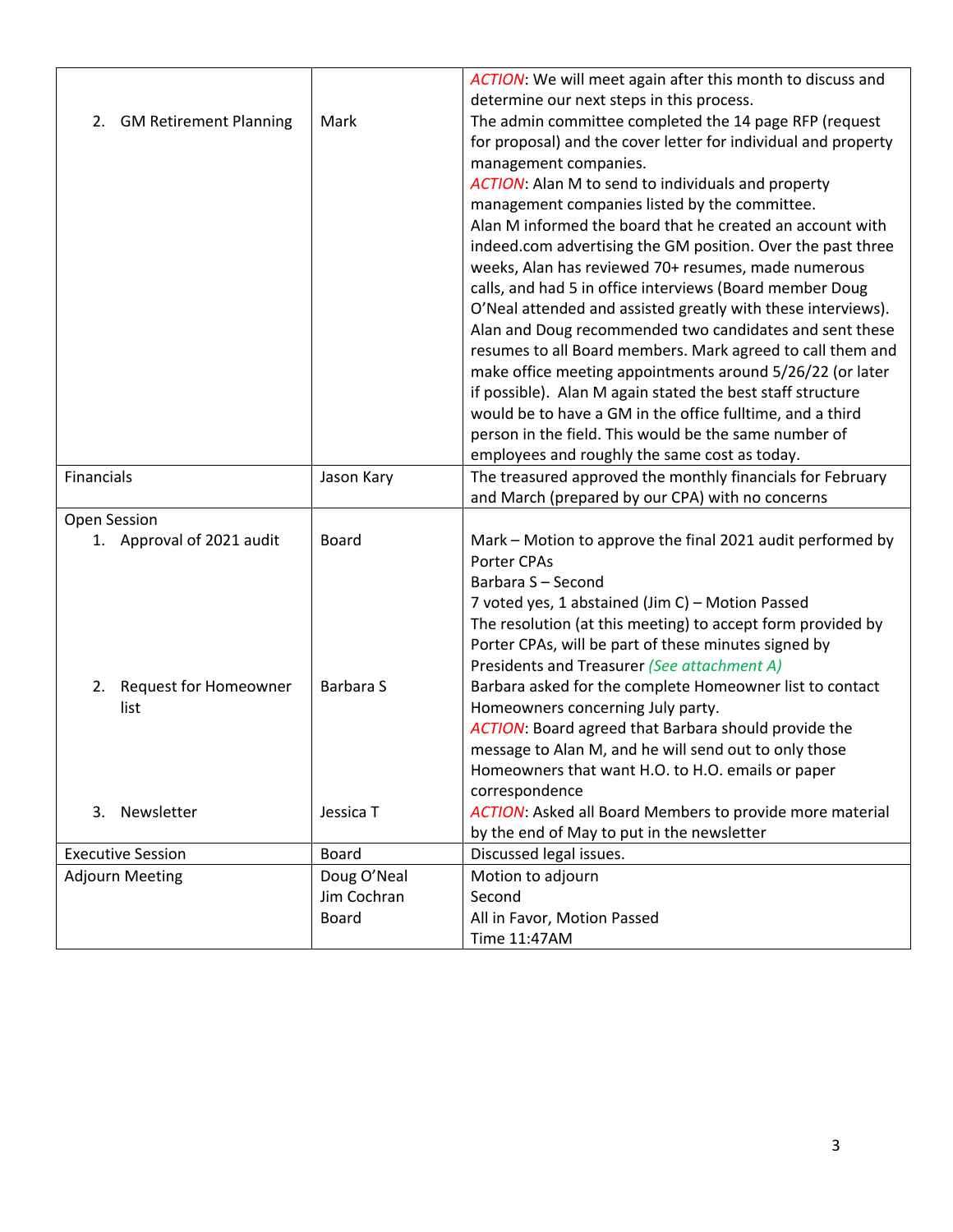| | | |
|---|---|---|
| 2. GM Retirement Planning | Mark | *ACTION*: We will meet again after this month to discuss and determine our next steps in this process.<br>The admin committee completed the 14 page RFP (request for proposal) and the cover letter for individual and property management companies.<br>*ACTION*: Alan M to send to individuals and property management companies listed by the committee.<br>Alan M informed the board that he created an account with indeed.com advertising the GM position. Over the past three weeks, Alan has reviewed 70+ resumes, made numerous calls, and had 5 in office interviews (Board member Doug O'Neal attended and assisted greatly with these interviews). Alan and Doug recommended two candidates and sent these resumes to all Board members. Mark agreed to call them and make office meeting appointments around 5/26/22 (or later if possible). Alan M again stated the best staff structure would be to have a GM in the office fulltime, and a third person in the field. This would be the same number of employees and roughly the same cost as today. |
| Financials | Jason Kary | The treasured approved the monthly financials for February and March (prepared by our CPA) with no concerns |
| Open Session<br>1. Approval of 2021 audit | Board | Mark – Motion to approve the final 2021 audit performed by Porter CPAs<br>Barbara S – Second<br>7 voted yes, 1 abstained (Jim C) – Motion Passed<br>The resolution (at this meeting) to accept form provided by Porter CPAs, will be part of these minutes signed by Presidents and Treasurer *(See attachment A)* |
| 2. Request for Homeowner list | Barbara S | Barbara asked for the complete Homeowner list to contact Homeowners concerning July party.<br>*ACTION*: Board agreed that Barbara should provide the message to Alan M, and he will send out to only those Homeowners that want H.O. to H.O. emails or paper correspondence |
| 3. Newsletter | Jessica T | *ACTION*: Asked all Board Members to provide more material by the end of May to put in the newsletter |
| Executive Session | Board | Discussed legal issues. |
| Adjourn Meeting | Doug O'Neal<br>Jim Cochran<br>Board | Motion to adjourn<br>Second<br>All in Favor, Motion Passed<br>Time 11:47AM |